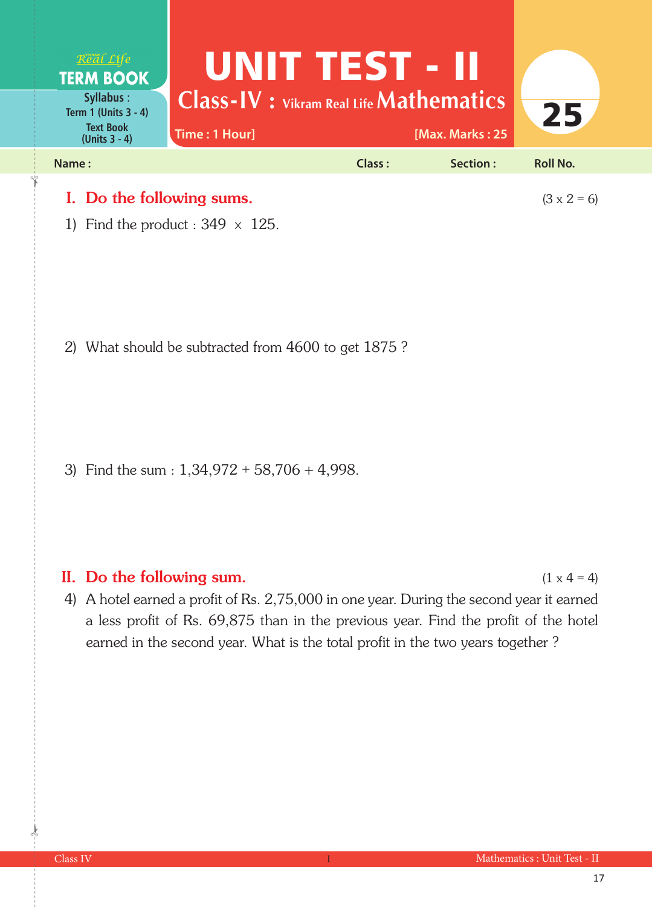Real Life
**TERM BOOK**

**Syllabus :** Term 1 (Units 3 - 4)
Text Book (Units 3 - 4)

# UNIT TEST - II

## Class-IV : Vikram Real Life Mathematics

**Time : 1 Hour]** **[Max. Marks : 25**

**25**

**Name :** **Class :** **Section :** **Roll No.**

## I. Do the following sums. (3 x 2 = 6)

1) Find the product : 349 × 125.

2) What should be subtracted from 4600 to get 1875 ?

3) Find the sum : 1,34,972 + 58,706 + 4,998.

## II. Do the following sum. (1 x 4 = 4)

4) A hotel earned a profit of Rs. 2,75,000 in one year. During the second year it earned a less profit of Rs. 69,875 than in the previous year. Find the profit of the hotel earned in the second year. What is the total profit in the two years together ?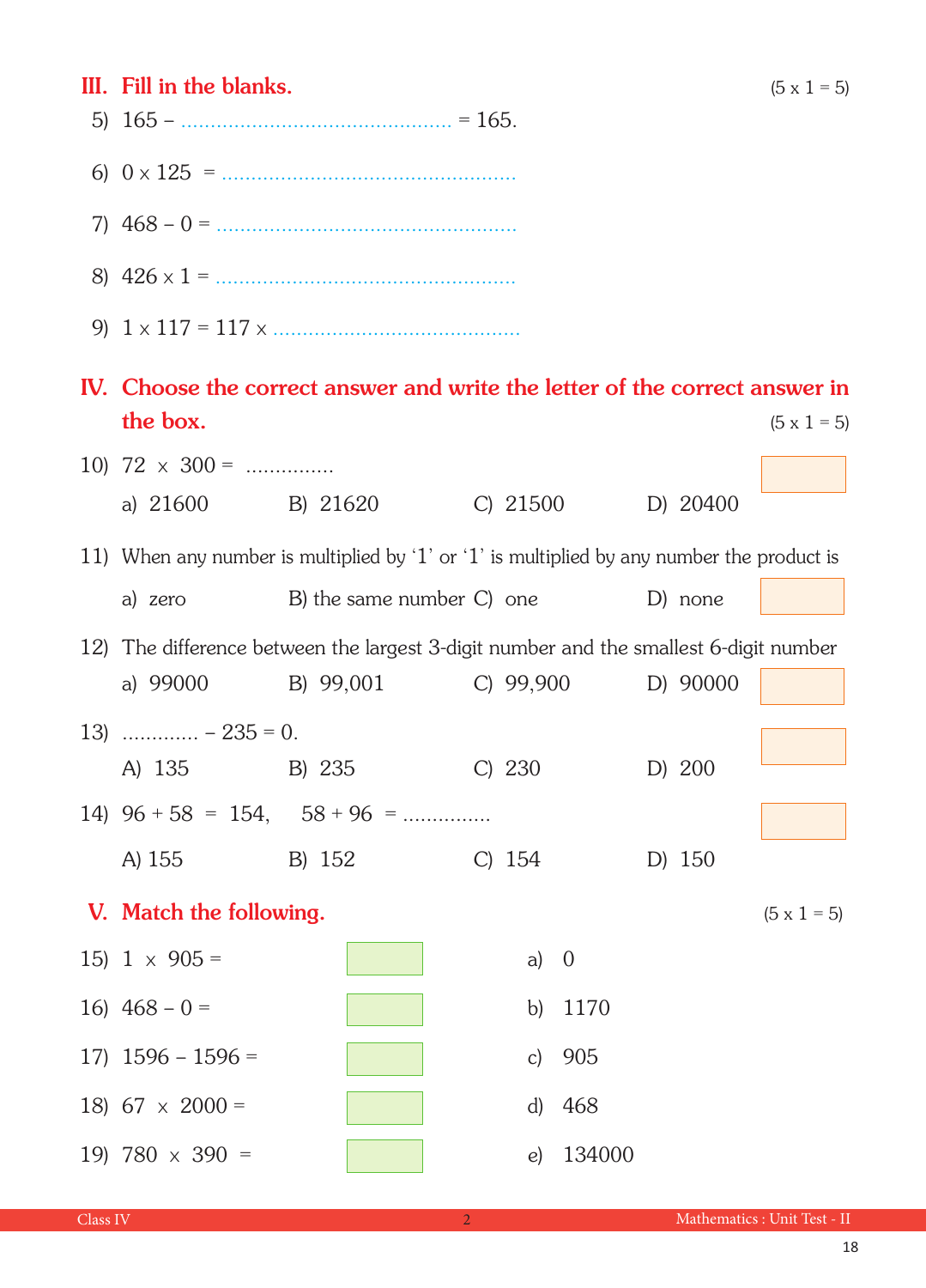## III. Fill in the blanks. (5 x 1 = 5)

5) 165 – .............................................. = 165.

6) 0 x 125 = ..................................................

7) 468 – 0 = ..................................................

8) 426 x 1 = ..................................................

9) 1 x 117 = 117 x ..........................................

## IV. Choose the correct answer and write the letter of the correct answer in the box. (5 x 1 = 5)

10) 72 x 300 = ...............

a) 21600 B) 21620 C) 21500 D) 20400

11) When any number is multiplied by '1' or '1' is multiplied by any number the product is

a) zero B) the same number C) one D) none

12) The difference between the largest 3-digit number and the smallest 6-digit number

a) 99000 B) 99,001 C) 99,900 D) 90000

13) ............ – 235 = 0.

A) 135 B) 235 C) 230 D) 200

14) 96 + 58 = 154, 58 + 96 = ..............

A) 155 B) 152 C) 154 D) 150

## V. Match the following. (5 x 1 = 5)

| | | |
|---|---|---|
| 15) 1 x 905 = | | a) 0 |
| 16) 468 – 0 = | | b) 1170 |
| 17) 1596 – 1596 = | | c) 905 |
| 18) 67 x 2000 = | | d) 468 |
| 19) 780 x 390 = | | e) 134000 |